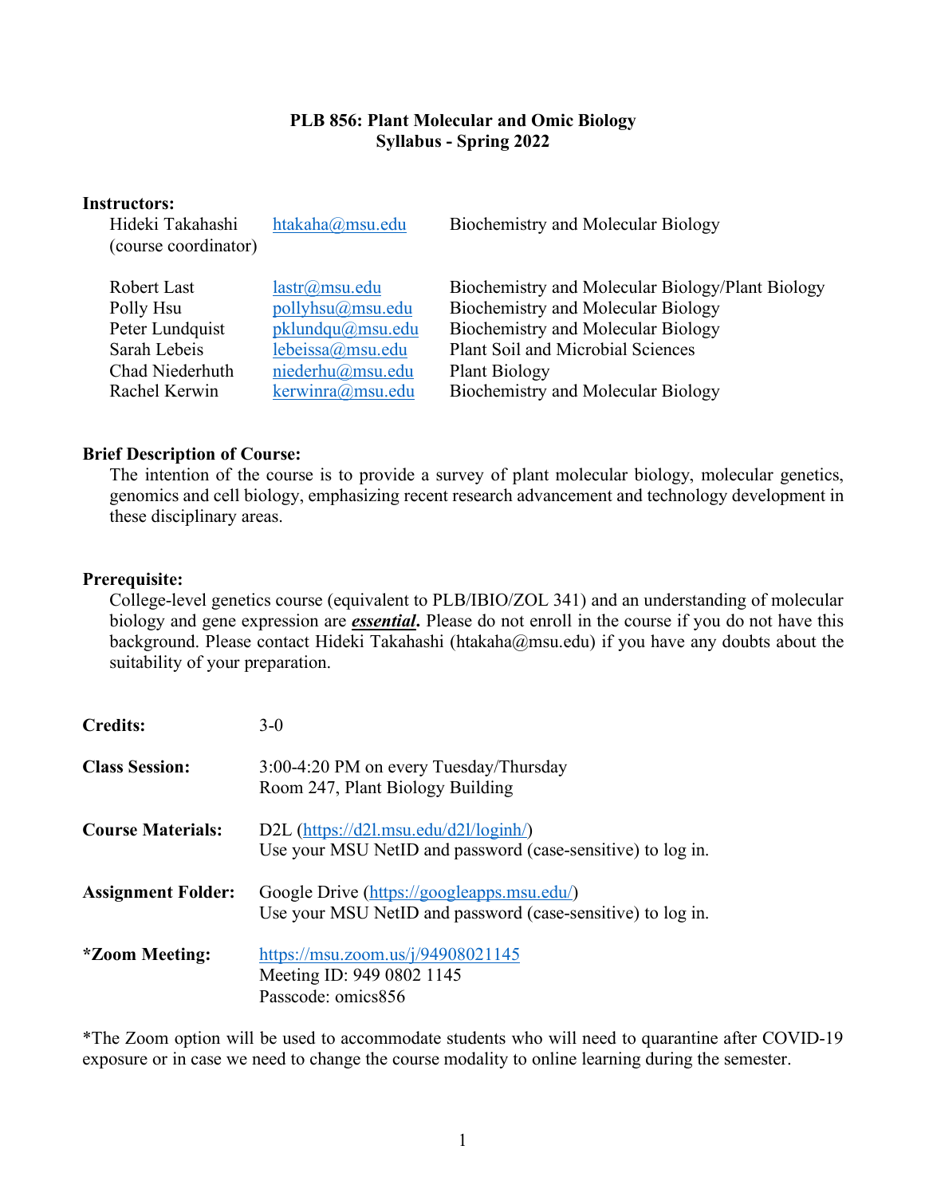# PLB 856: Plant Molecular and Omic Biology
## Syllabus - Spring 2022

**Instructors:**

| Name | Email | Department |
|---|---|---|
| Hideki Takahashi (course coordinator) | htakaha@msu.edu | Biochemistry and Molecular Biology |
| Robert Last | lastr@msu.edu | Biochemistry and Molecular Biology/Plant Biology |
| Polly Hsu | pollyhsu@msu.edu | Biochemistry and Molecular Biology |
| Peter Lundquist | pklundqu@msu.edu | Biochemistry and Molecular Biology |
| Sarah Lebeis | lebeissa@msu.edu | Plant Soil and Microbial Sciences |
| Chad Niederhuth | niederhu@msu.edu | Plant Biology |
| Rachel Kerwin | kerwinra@msu.edu | Biochemistry and Molecular Biology |

**Brief Description of Course:**

The intention of the course is to provide a survey of plant molecular biology, molecular genetics, genomics and cell biology, emphasizing recent research advancement and technology development in these disciplinary areas.

**Prerequisite:**

College-level genetics course (equivalent to PLB/IBIO/ZOL 341) and an understanding of molecular biology and gene expression are ***essential*****.** Please do not enroll in the course if you do not have this background. Please contact Hideki Takahashi (htakaha@msu.edu) if you have any doubts about the suitability of your preparation.

**Credits:** 3-0

**Class Session:** 3:00-4:20 PM on every Tuesday/Thursday
Room 247, Plant Biology Building

**Course Materials:** D2L (https://d2l.msu.edu/d2l/loginh/)
Use your MSU NetID and password (case-sensitive) to log in.

**Assignment Folder:** Google Drive (https://googleapps.msu.edu/)
Use your MSU NetID and password (case-sensitive) to log in.

**\*Zoom Meeting:** https://msu.zoom.us/j/94908021145
Meeting ID: 949 0802 1145
Passcode: omics856

*The Zoom option will be used to accommodate students who will need to quarantine after COVID-19 exposure or in case we need to change the course modality to online learning during the semester.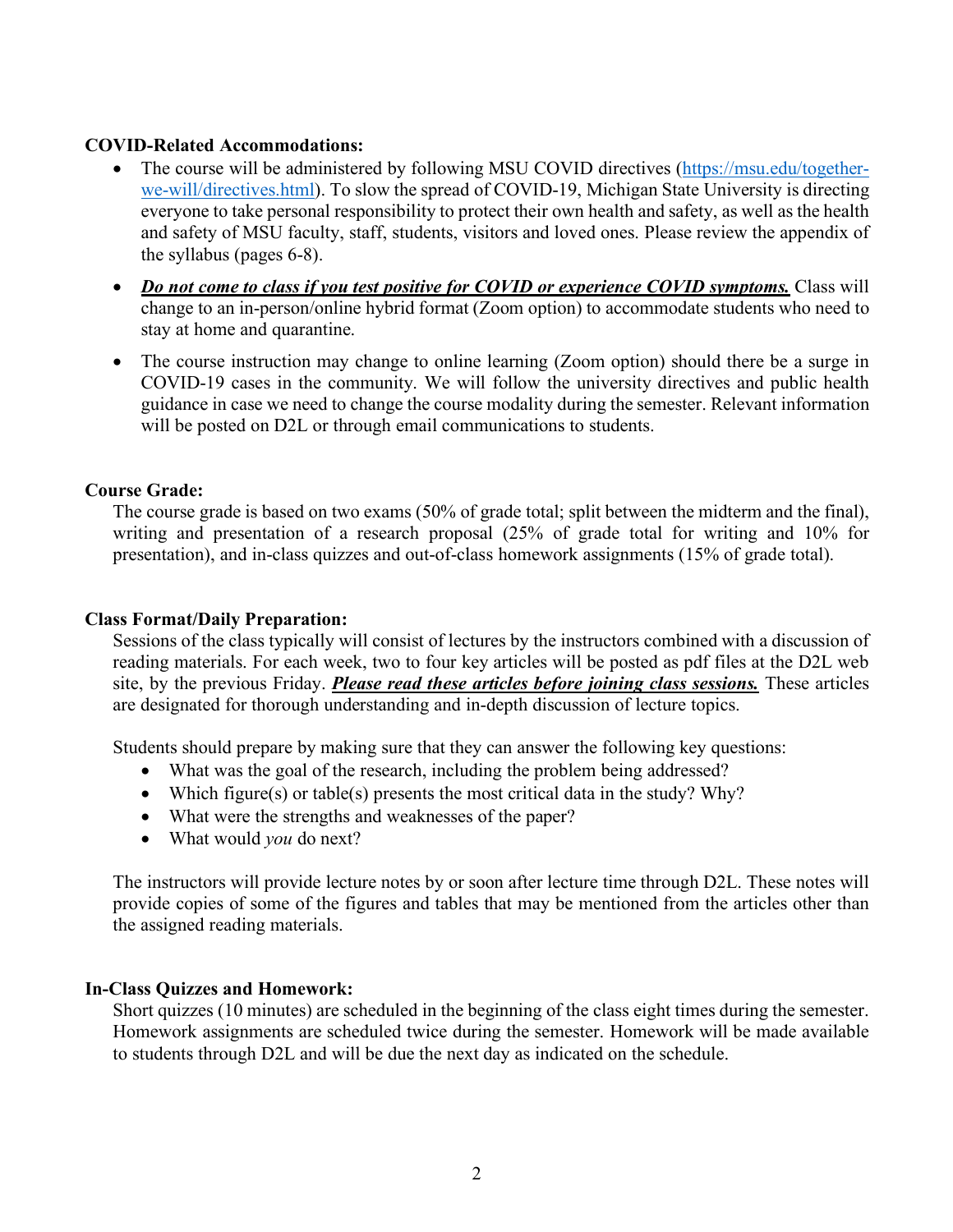**COVID-Related Accommodations:**

- The course will be administered by following MSU COVID directives (https://msu.edu/together-we-will/directives.html). To slow the spread of COVID-19, Michigan State University is directing everyone to take personal responsibility to protect their own health and safety, as well as the health and safety of MSU faculty, staff, students, visitors and loved ones. Please review the appendix of the syllabus (pages 6-8).
- ***Do not come to class if you test positive for COVID or experience COVID symptoms.*** Class will change to an in-person/online hybrid format (Zoom option) to accommodate students who need to stay at home and quarantine.
- The course instruction may change to online learning (Zoom option) should there be a surge in COVID-19 cases in the community. We will follow the university directives and public health guidance in case we need to change the course modality during the semester. Relevant information will be posted on D2L or through email communications to students.

**Course Grade:**

The course grade is based on two exams (50% of grade total; split between the midterm and the final), writing and presentation of a research proposal (25% of grade total for writing and 10% for presentation), and in-class quizzes and out-of-class homework assignments (15% of grade total).

**Class Format/Daily Preparation:**

Sessions of the class typically will consist of lectures by the instructors combined with a discussion of reading materials. For each week, two to four key articles will be posted as pdf files at the D2L web site, by the previous Friday. ***Please read these articles before joining class sessions.*** These articles are designated for thorough understanding and in-depth discussion of lecture topics.

Students should prepare by making sure that they can answer the following key questions:

- What was the goal of the research, including the problem being addressed?
- Which figure(s) or table(s) presents the most critical data in the study? Why?
- What were the strengths and weaknesses of the paper?
- What would *you* do next?

The instructors will provide lecture notes by or soon after lecture time through D2L. These notes will provide copies of some of the figures and tables that may be mentioned from the articles other than the assigned reading materials.

**In-Class Quizzes and Homework:**

Short quizzes (10 minutes) are scheduled in the beginning of the class eight times during the semester. Homework assignments are scheduled twice during the semester. Homework will be made available to students through D2L and will be due the next day as indicated on the schedule.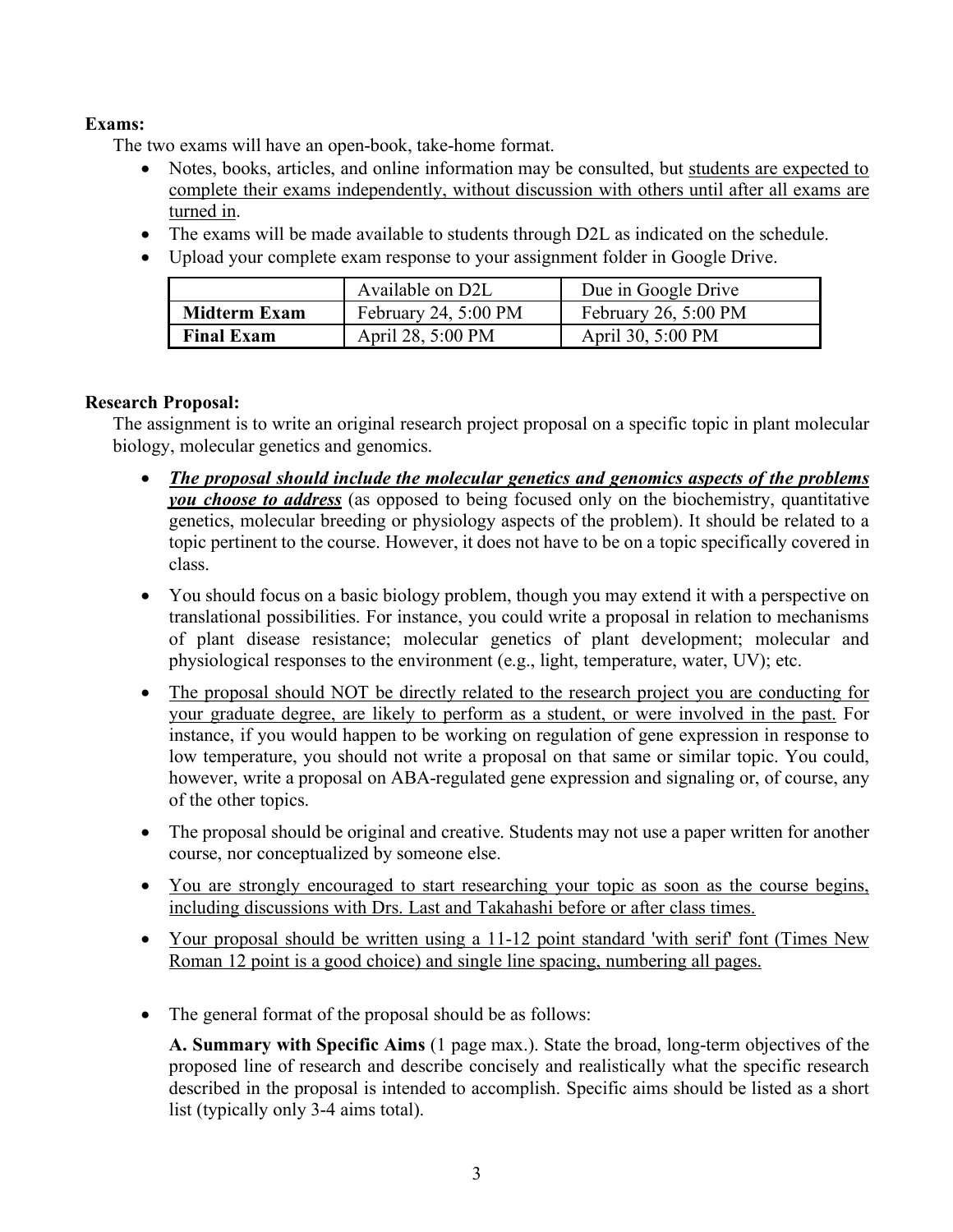**Exams:**

The two exams will have an open-book, take-home format.

- Notes, books, articles, and online information may be consulted, but students are expected to complete their exams independently, without discussion with others until after all exams are turned in.
- The exams will be made available to students through D2L as indicated on the schedule.
- Upload your complete exam response to your assignment folder in Google Drive.

| | Available on D2L | Due in Google Drive |
|---|---|---|
| **Midterm Exam** | February 24, 5:00 PM | February 26, 5:00 PM |
| **Final Exam** | April 28, 5:00 PM | April 30, 5:00 PM |

**Research Proposal:**

The assignment is to write an original research project proposal on a specific topic in plant molecular biology, molecular genetics and genomics.

- ***The proposal should include the molecular genetics and genomics aspects of the problems you choose to address*** (as opposed to being focused only on the biochemistry, quantitative genetics, molecular breeding or physiology aspects of the problem). It should be related to a topic pertinent to the course. However, it does not have to be on a topic specifically covered in class.
- You should focus on a basic biology problem, though you may extend it with a perspective on translational possibilities. For instance, you could write a proposal in relation to mechanisms of plant disease resistance; molecular genetics of plant development; molecular and physiological responses to the environment (e.g., light, temperature, water, UV); etc.
- The proposal should NOT be directly related to the research project you are conducting for your graduate degree, are likely to perform as a student, or were involved in the past. For instance, if you would happen to be working on regulation of gene expression in response to low temperature, you should not write a proposal on that same or similar topic. You could, however, write a proposal on ABA-regulated gene expression and signaling or, of course, any of the other topics.
- The proposal should be original and creative. Students may not use a paper written for another course, nor conceptualized by someone else.
- You are strongly encouraged to start researching your topic as soon as the course begins, including discussions with Drs. Last and Takahashi before or after class times.
- Your proposal should be written using a 11-12 point standard 'with serif' font (Times New Roman 12 point is a good choice) and single line spacing, numbering all pages.
- The general format of the proposal should be as follows:

  **A. Summary with Specific Aims** (1 page max.). State the broad, long-term objectives of the proposed line of research and describe concisely and realistically what the specific research described in the proposal is intended to accomplish. Specific aims should be listed as a short list (typically only 3-4 aims total).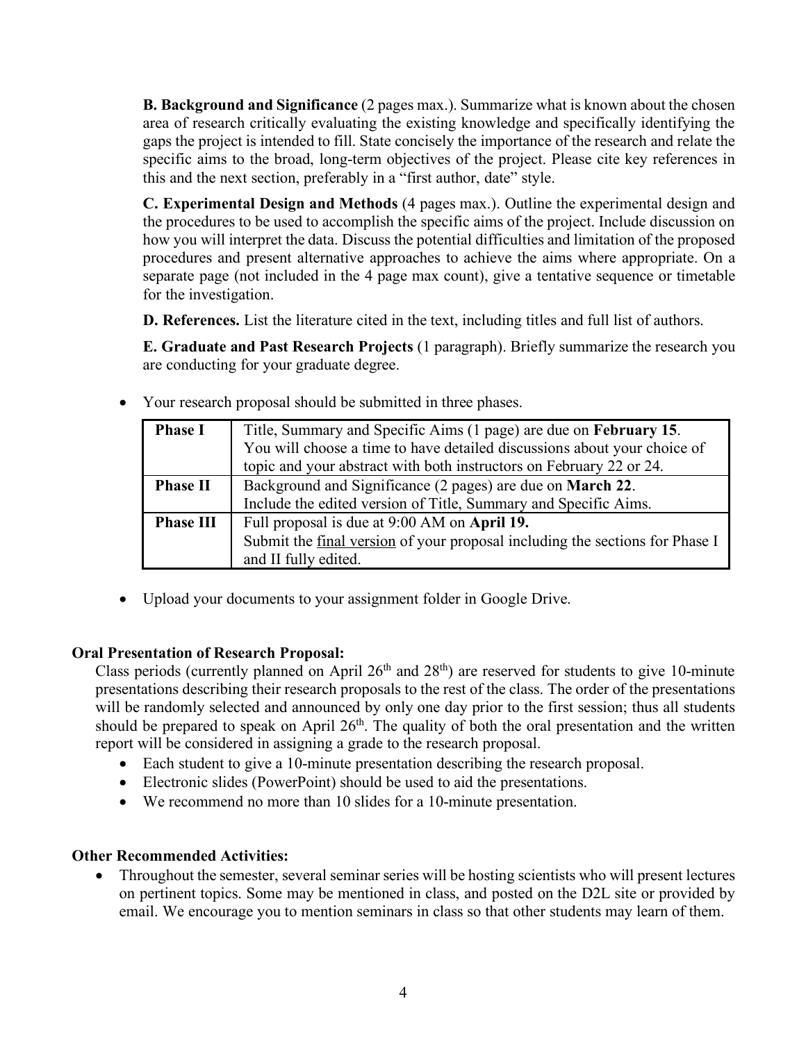**B. Background and Significance** (2 pages max.). Summarize what is known about the chosen area of research critically evaluating the existing knowledge and specifically identifying the gaps the project is intended to fill. State concisely the importance of the research and relate the specific aims to the broad, long-term objectives of the project. Please cite key references in this and the next section, preferably in a "first author, date" style.

**C. Experimental Design and Methods** (4 pages max.). Outline the experimental design and the procedures to be used to accomplish the specific aims of the project. Include discussion on how you will interpret the data. Discuss the potential difficulties and limitation of the proposed procedures and present alternative approaches to achieve the aims where appropriate. On a separate page (not included in the 4 page max count), give a tentative sequence or timetable for the investigation.

**D. References.** List the literature cited in the text, including titles and full list of authors.

**E. Graduate and Past Research Projects** (1 paragraph). Briefly summarize the research you are conducting for your graduate degree.

- Your research proposal should be submitted in three phases.

| | |
|---|---|
| **Phase I** | Title, Summary and Specific Aims (1 page) are due on **February 15**. You will choose a time to have detailed discussions about your choice of topic and your abstract with both instructors on February 22 or 24. |
| **Phase II** | Background and Significance (2 pages) are due on **March 22**. Include the edited version of Title, Summary and Specific Aims. |
| **Phase III** | Full proposal is due at 9:00 AM on **April 19.** Submit the final version of your proposal including the sections for Phase I and II fully edited. |

- Upload your documents to your assignment folder in Google Drive.

**Oral Presentation of Research Proposal:**

Class periods (currently planned on April 26th and 28th) are reserved for students to give 10-minute presentations describing their research proposals to the rest of the class. The order of the presentations will be randomly selected and announced by only one day prior to the first session; thus all students should be prepared to speak on April 26th. The quality of both the oral presentation and the written report will be considered in assigning a grade to the research proposal.

- Each student to give a 10-minute presentation describing the research proposal.
- Electronic slides (PowerPoint) should be used to aid the presentations.
- We recommend no more than 10 slides for a 10-minute presentation.

**Other Recommended Activities:**

- Throughout the semester, several seminar series will be hosting scientists who will present lectures on pertinent topics. Some may be mentioned in class, and posted on the D2L site or provided by email. We encourage you to mention seminars in class so that other students may learn of them.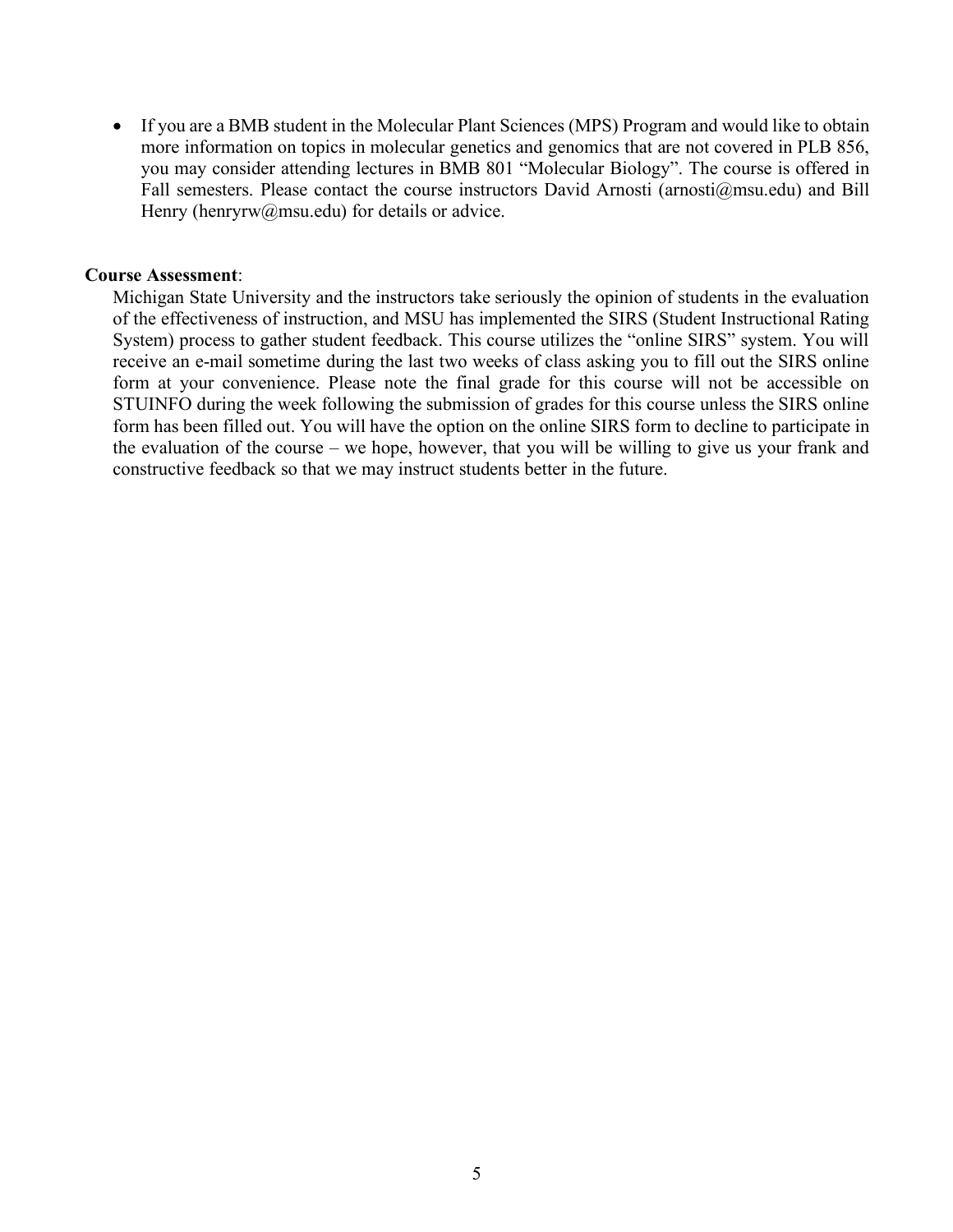- If you are a BMB student in the Molecular Plant Sciences (MPS) Program and would like to obtain more information on topics in molecular genetics and genomics that are not covered in PLB 856, you may consider attending lectures in BMB 801 "Molecular Biology". The course is offered in Fall semesters. Please contact the course instructors David Arnosti (arnosti@msu.edu) and Bill Henry (henryrw@msu.edu) for details or advice.

**Course Assessment**:

Michigan State University and the instructors take seriously the opinion of students in the evaluation of the effectiveness of instruction, and MSU has implemented the SIRS (Student Instructional Rating System) process to gather student feedback. This course utilizes the "online SIRS" system. You will receive an e-mail sometime during the last two weeks of class asking you to fill out the SIRS online form at your convenience. Please note the final grade for this course will not be accessible on STUINFO during the week following the submission of grades for this course unless the SIRS online form has been filled out. You will have the option on the online SIRS form to decline to participate in the evaluation of the course – we hope, however, that you will be willing to give us your frank and constructive feedback so that we may instruct students better in the future.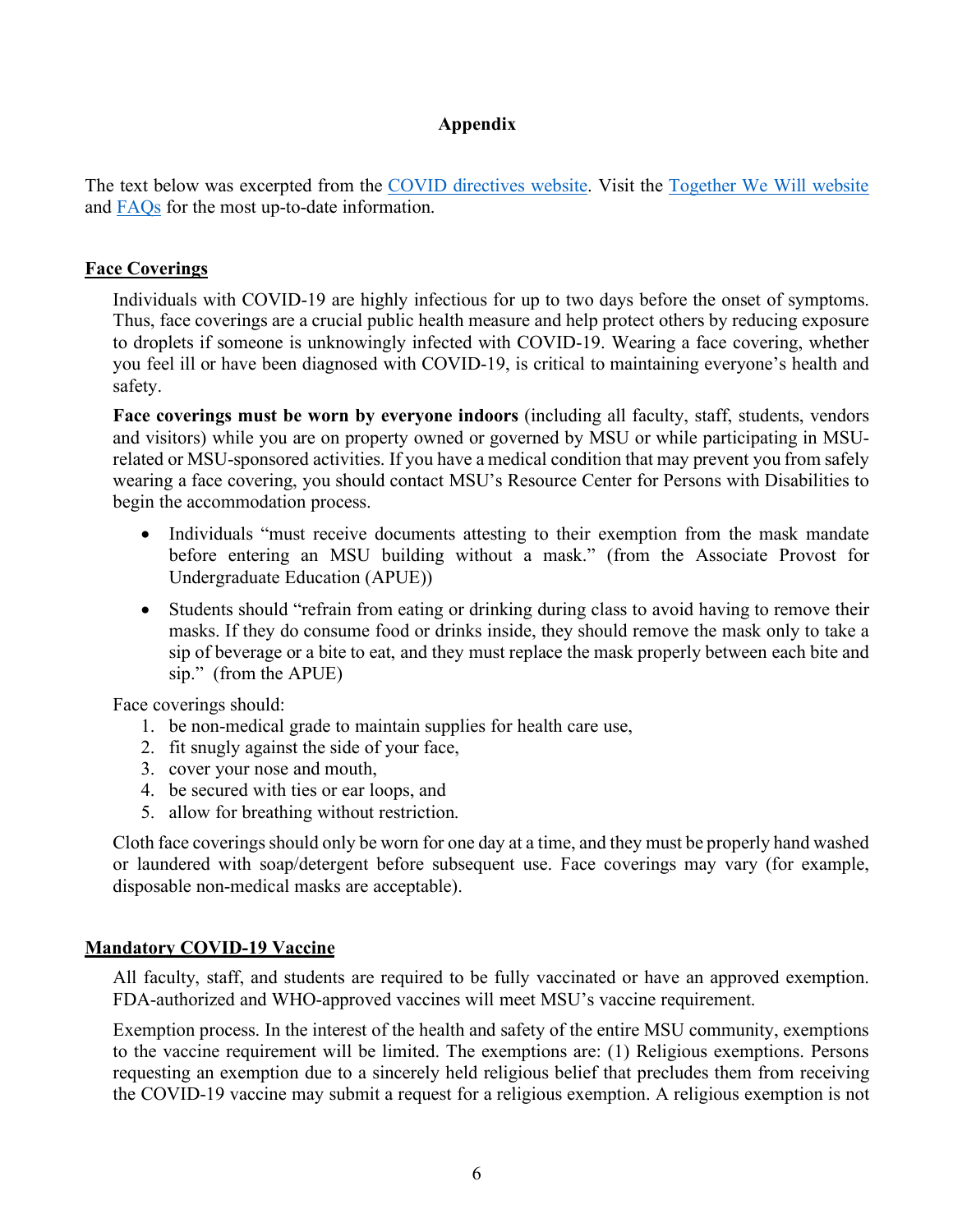# Appendix

The text below was excerpted from the [COVID directives website](). Visit the [Together We Will website]() and [FAQs]() for the most up-to-date information.

## Face Coverings

Individuals with COVID-19 are highly infectious for up to two days before the onset of symptoms. Thus, face coverings are a crucial public health measure and help protect others by reducing exposure to droplets if someone is unknowingly infected with COVID-19. Wearing a face covering, whether you feel ill or have been diagnosed with COVID-19, is critical to maintaining everyone's health and safety.

**Face coverings must be worn by everyone indoors** (including all faculty, staff, students, vendors and visitors) while you are on property owned or governed by MSU or while participating in MSU-related or MSU-sponsored activities. If you have a medical condition that may prevent you from safely wearing a face covering, you should contact MSU's Resource Center for Persons with Disabilities to begin the accommodation process.

- Individuals "must receive documents attesting to their exemption from the mask mandate before entering an MSU building without a mask." (from the Associate Provost for Undergraduate Education (APUE))
- Students should "refrain from eating or drinking during class to avoid having to remove their masks. If they do consume food or drinks inside, they should remove the mask only to take a sip of beverage or a bite to eat, and they must replace the mask properly between each bite and sip." (from the APUE)

Face coverings should:

1. be non-medical grade to maintain supplies for health care use,
2. fit snugly against the side of your face,
3. cover your nose and mouth,
4. be secured with ties or ear loops, and
5. allow for breathing without restriction.

Cloth face coverings should only be worn for one day at a time, and they must be properly hand washed or laundered with soap/detergent before subsequent use. Face coverings may vary (for example, disposable non-medical masks are acceptable).

## Mandatory COVID-19 Vaccine

All faculty, staff, and students are required to be fully vaccinated or have an approved exemption. FDA-authorized and WHO-approved vaccines will meet MSU's vaccine requirement.

Exemption process. In the interest of the health and safety of the entire MSU community, exemptions to the vaccine requirement will be limited. The exemptions are: (1) Religious exemptions. Persons requesting an exemption due to a sincerely held religious belief that precludes them from receiving the COVID-19 vaccine may submit a request for a religious exemption. A religious exemption is not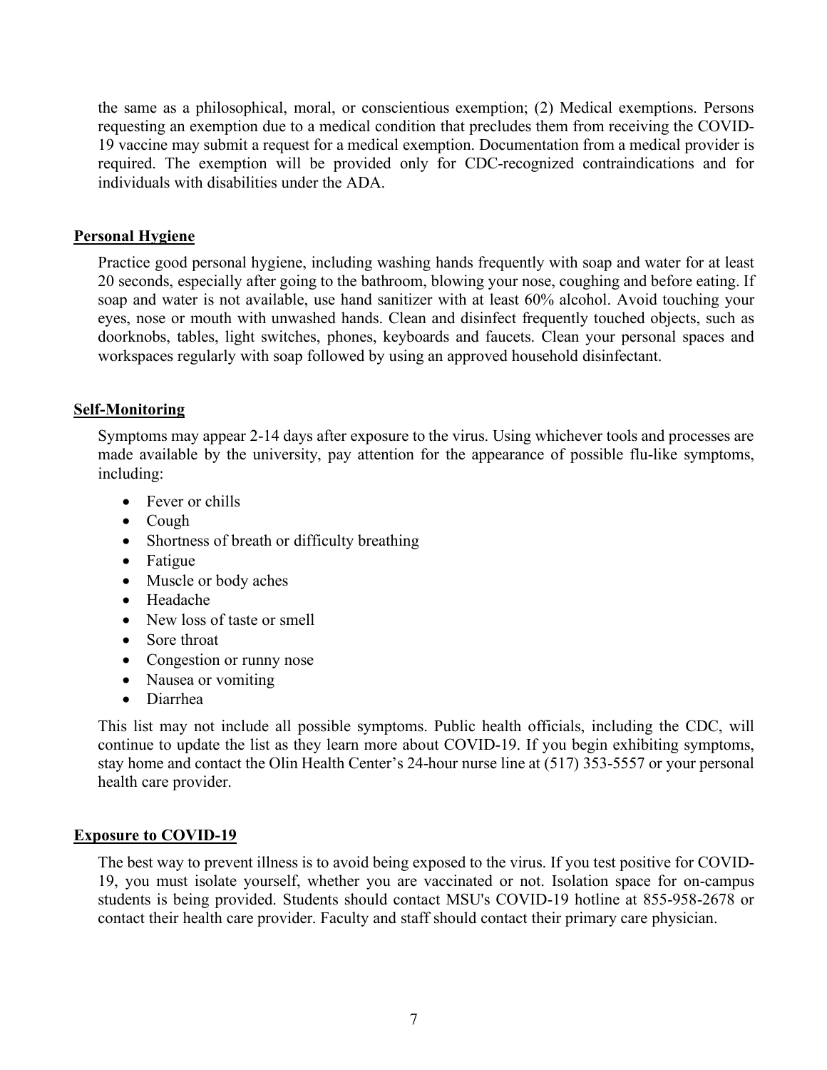the same as a philosophical, moral, or conscientious exemption; (2) Medical exemptions. Persons requesting an exemption due to a medical condition that precludes them from receiving the COVID-19 vaccine may submit a request for a medical exemption. Documentation from a medical provider is required. The exemption will be provided only for CDC-recognized contraindications and for individuals with disabilities under the ADA.

**Personal Hygiene**

Practice good personal hygiene, including washing hands frequently with soap and water for at least 20 seconds, especially after going to the bathroom, blowing your nose, coughing and before eating. If soap and water is not available, use hand sanitizer with at least 60% alcohol. Avoid touching your eyes, nose or mouth with unwashed hands. Clean and disinfect frequently touched objects, such as doorknobs, tables, light switches, phones, keyboards and faucets. Clean your personal spaces and workspaces regularly with soap followed by using an approved household disinfectant.

**Self-Monitoring**

Symptoms may appear 2-14 days after exposure to the virus. Using whichever tools and processes are made available by the university, pay attention for the appearance of possible flu-like symptoms, including:

- Fever or chills
- Cough
- Shortness of breath or difficulty breathing
- Fatigue
- Muscle or body aches
- Headache
- New loss of taste or smell
- Sore throat
- Congestion or runny nose
- Nausea or vomiting
- Diarrhea

This list may not include all possible symptoms. Public health officials, including the CDC, will continue to update the list as they learn more about COVID-19. If you begin exhibiting symptoms, stay home and contact the Olin Health Center's 24-hour nurse line at (517) 353-5557 or your personal health care provider.

**Exposure to COVID-19**

The best way to prevent illness is to avoid being exposed to the virus. If you test positive for COVID-19, you must isolate yourself, whether you are vaccinated or not. Isolation space for on-campus students is being provided. Students should contact MSU's COVID-19 hotline at 855-958-2678 or contact their health care provider. Faculty and staff should contact their primary care physician.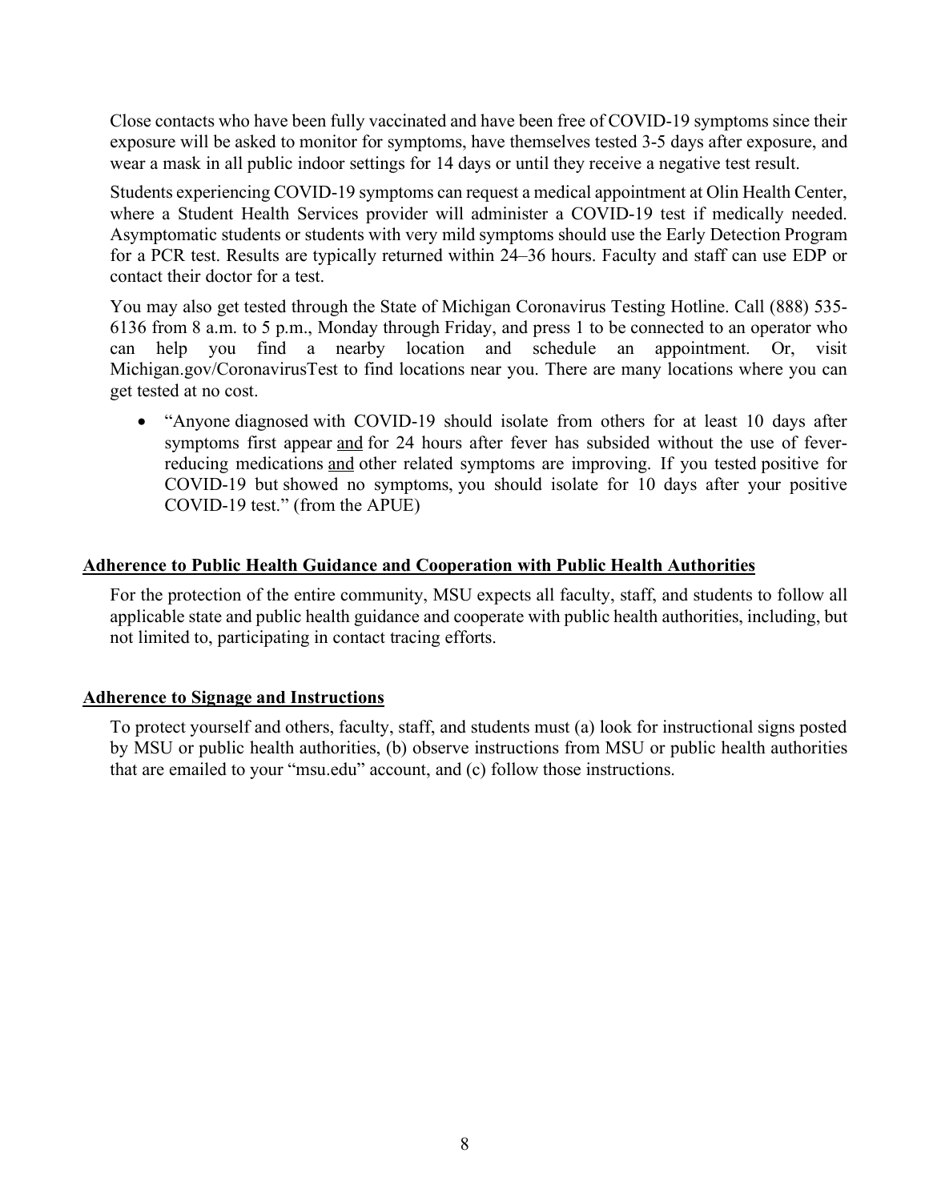Close contacts who have been fully vaccinated and have been free of COVID-19 symptoms since their exposure will be asked to monitor for symptoms, have themselves tested 3-5 days after exposure, and wear a mask in all public indoor settings for 14 days or until they receive a negative test result.

Students experiencing COVID-19 symptoms can request a medical appointment at Olin Health Center, where a Student Health Services provider will administer a COVID-19 test if medically needed. Asymptomatic students or students with very mild symptoms should use the Early Detection Program for a PCR test. Results are typically returned within 24–36 hours. Faculty and staff can use EDP or contact their doctor for a test.

You may also get tested through the State of Michigan Coronavirus Testing Hotline. Call (888) 535-6136 from 8 a.m. to 5 p.m., Monday through Friday, and press 1 to be connected to an operator who can help you find a nearby location and schedule an appointment. Or, visit Michigan.gov/CoronavirusTest to find locations near you. There are many locations where you can get tested at no cost.

- "Anyone diagnosed with COVID-19 should isolate from others for at least 10 days after symptoms first appear <u>and</u> for 24 hours after fever has subsided without the use of fever-reducing medications <u>and</u> other related symptoms are improving. If you tested positive for COVID-19 but showed no symptoms, you should isolate for 10 days after your positive COVID-19 test." (from the APUE)

**<u>Adherence to Public Health Guidance and Cooperation with Public Health Authorities</u>**

For the protection of the entire community, MSU expects all faculty, staff, and students to follow all applicable state and public health guidance and cooperate with public health authorities, including, but not limited to, participating in contact tracing efforts.

**<u>Adherence to Signage and Instructions</u>**

To protect yourself and others, faculty, staff, and students must (a) look for instructional signs posted by MSU or public health authorities, (b) observe instructions from MSU or public health authorities that are emailed to your "msu.edu" account, and (c) follow those instructions.